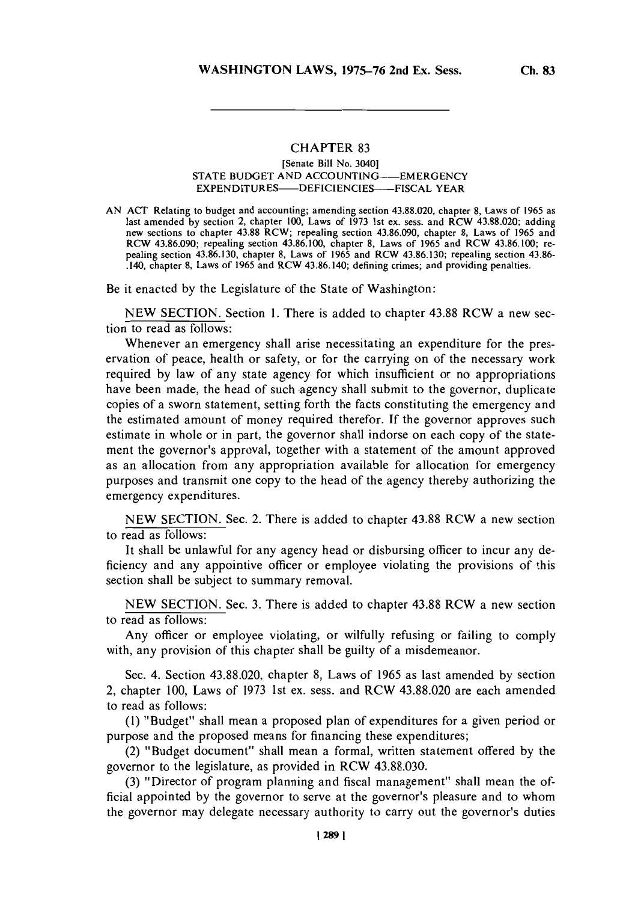## CHAPTER 83

[Senate Bill No. 3040]

STATE BUDGET AND ACCOUNTING—EMERGENCY EXPENDITURES—DEFICIENCIES—FISCAL YEAR

AN ACT Relating to budget and accounting; amending section 43.88.020, chapter 8, Laws of 1965 as last amended by section 2, chapter 100, Laws of 1973 1st ex. sess. and RCW 43.88.020; adding new sections to chapter 43.88 RCW; repealing section 43.86.090, chapter 8, Laws of 1965 and RCW 43.86.090; repealing section 43.86.100, chapter 8, Laws of 1965 and RCW 43.86.100; repealing section 43.86.130, chapter 8, Laws of 1965 and RCW 43.86.130; repealing section 43.86-.140, chapter 8, Laws of 1965 and RCW 43.86.140; defining crimes; and providing penalties.

Be it enacted by the Legislature of the State of Washington:

NEW SECTION. Section 1. There is added to chapter 43.88 RCW a new section to read as follows:

Whenever an emergency shall arise necessitating an expenditure for the preservation of peace, health or safety, or for the carrying on of the necessary work required by law of any state agency for which insufficient or no appropriations have been made, the head of such agency shall submit to the governor, duplicate copies of a sworn statement, setting forth the facts constituting the emergency and the estimated amount of money required therefor. If the governor approves such estimate in whole or in part, the governor shall indorse on each copy of the statement the governor's approval, together with a statement of the amount approved as an allocation from any appropriation available for allocation for emergency purposes and transmit one copy to the head of the agency thereby authorizing the emergency expenditures.

NEW SECTION. Sec. 2. There is added to chapter 43.88 RCW a new section to read as follows:

It shall be unlawful for any agency head or disbursing officer to incur any deficiency and any appointive officer or employee violating the provisions of this section shall be subject to summary removal.

NEW SECTION. Sec. 3. There is added to chapter 43.88 RCW a new section to read as follows:

Any officer or employee violating, or wilfully refusing or failing to comply with, any provision of this chapter shall be guilty of a misdemeanor.

Sec. 4. Section 43.88.020, chapter 8, Laws of 1965 as last amended by section 2, chapter 100, Laws of 1973 1st ex. sess. and RCW 43.88.020 are each amended to read as follows:

(1) "Budget" shall mean a proposed plan of expenditures for a given period or purpose and the proposed means for financing these expenditures;

(2) "Budget document" shall mean a formal, written statement offered by the governor to the legislature, as provided in RCW 43.88.030.

(3) "Director of program planning and fiscal management" shall mean the official appointed by the governor to serve at the governor's pleasure and to whom the governor may delegate necessary authority to carry out the governor's duties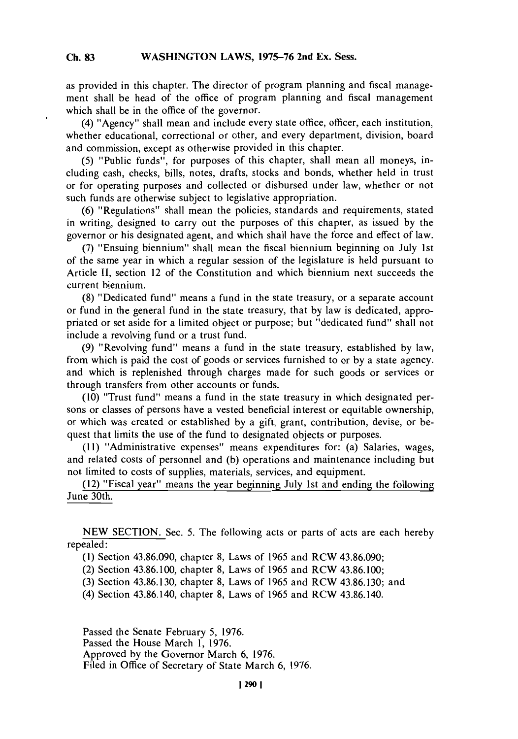as provided in this chapter. The director of program planning and fiscal management shall be head of the office of program planning and fiscal management which shall be in the office of the governor.

(4) "Agency" shall mean and include every state office, officer, each institution, whether educational, correctional or other, and every department, division, board and commission, except as otherwise provided in this chapter.

(5) "Public funds", for purposes of this chapter, shall mean all moneys, including cash, checks, bills, notes, drafts, stocks and bonds, whether held in trust or for operating purposes and collected or disbursed under law, whether or not such funds are otherwise subject to legislative appropriation.

(6) "Regulations" shall mean the policies, standards and requirements, stated in writing, designed to carry out the purposes of this chapter, as issued by the governor or his designated agent, and which shall have the force and effect of law.

(7) "Ensuing biennium" shall mean the fiscal biennium beginning on July 1st of the same year in which a regular session of the legislature is held pursuant to Article II, section 12 of the Constitution and which biennium next succeeds the current biennium.

(8) "Dedicated fund" means a fund in the state treasury, or a separate account or fund in the general fund in the state treasury, that by law is dedicated, appropriated or set aside for a limited object or purpose; but "dedicated fund" shall not include a revolving fund or a trust fund.

(9) "Revolving fund" means a fund in the state treasury, established by law, from which is paid the cost of goods or services furnished to or by a state agency. and which is replenished through charges made for such goods or services or through transfers from other accounts or funds.

(10) "Trust fund" means a fund in the state treasury in which designated persons or classes of persons have a vested beneficial interest or equitable ownership, or which was created or established by a gift, grant, contribution, devise, or bequest that limits the use of the fund to designated objects or purposes.

(11) "Administrative expenses" means expenditures for: (a) Salaries, wages, and related costs of personnel and (b) operations and maintenance including but not limited to costs of supplies, materials, services, and equipment.

(12) "Fiscal year" means the year beginning July 1st and ending the following June 30th.

NEW SECTION. Sec. 5. The following acts or parts of acts are each hereby repealed:

(1) Section 43.86.090, chapter 8, Laws of 1965 and RCW 43.86.090;

(2) Section 43.86.100, chapter 8, Laws of 1965 and RCW 43.86.100;

(3) Section 43.86.130, chapter 8, Laws of 1965 and RCW 43.86.130; and

(4) Section 43.86.140, chapter 8, Laws of 1965 and RCW 43.86.140.

Passed the Senate February 5, 1976.
Passed the House March 1, 1976.
Approved by the Governor March 6, 1976.
Filed in Office of Secretary of State March 6, 1976.